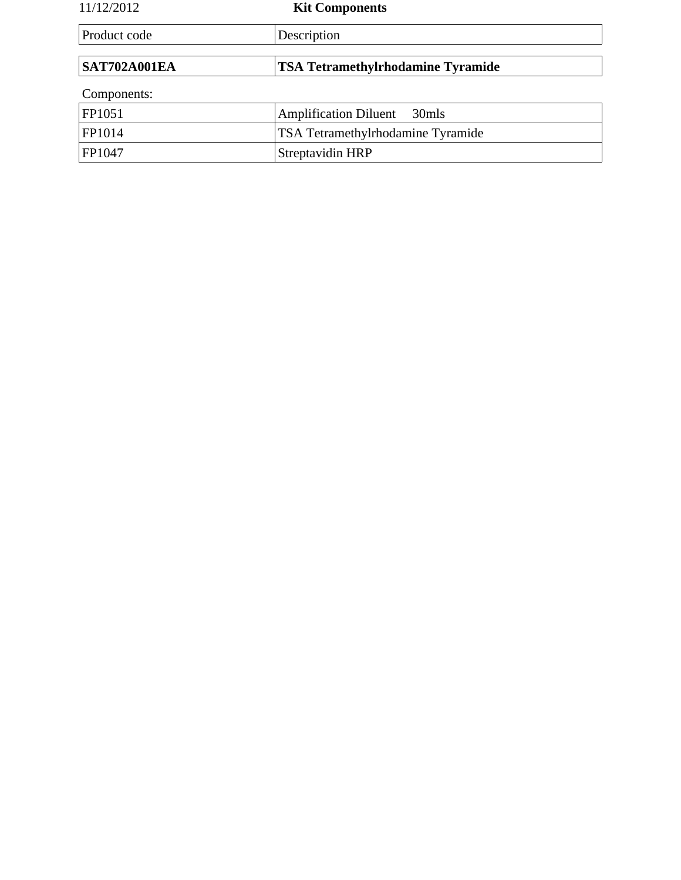11/12/2012

# Kit Components

| Product code | Description |
| --- | --- |
| **SAT702A001EA** | **TSA Tetramethylrhodamine Tyramide** |

Components:

| | |
| --- | --- |
| FP1051 | Amplification Diluent 30mls |
| FP1014 | TSA Tetramethylrhodamine Tyramide |
| FP1047 | Streptavidin HRP |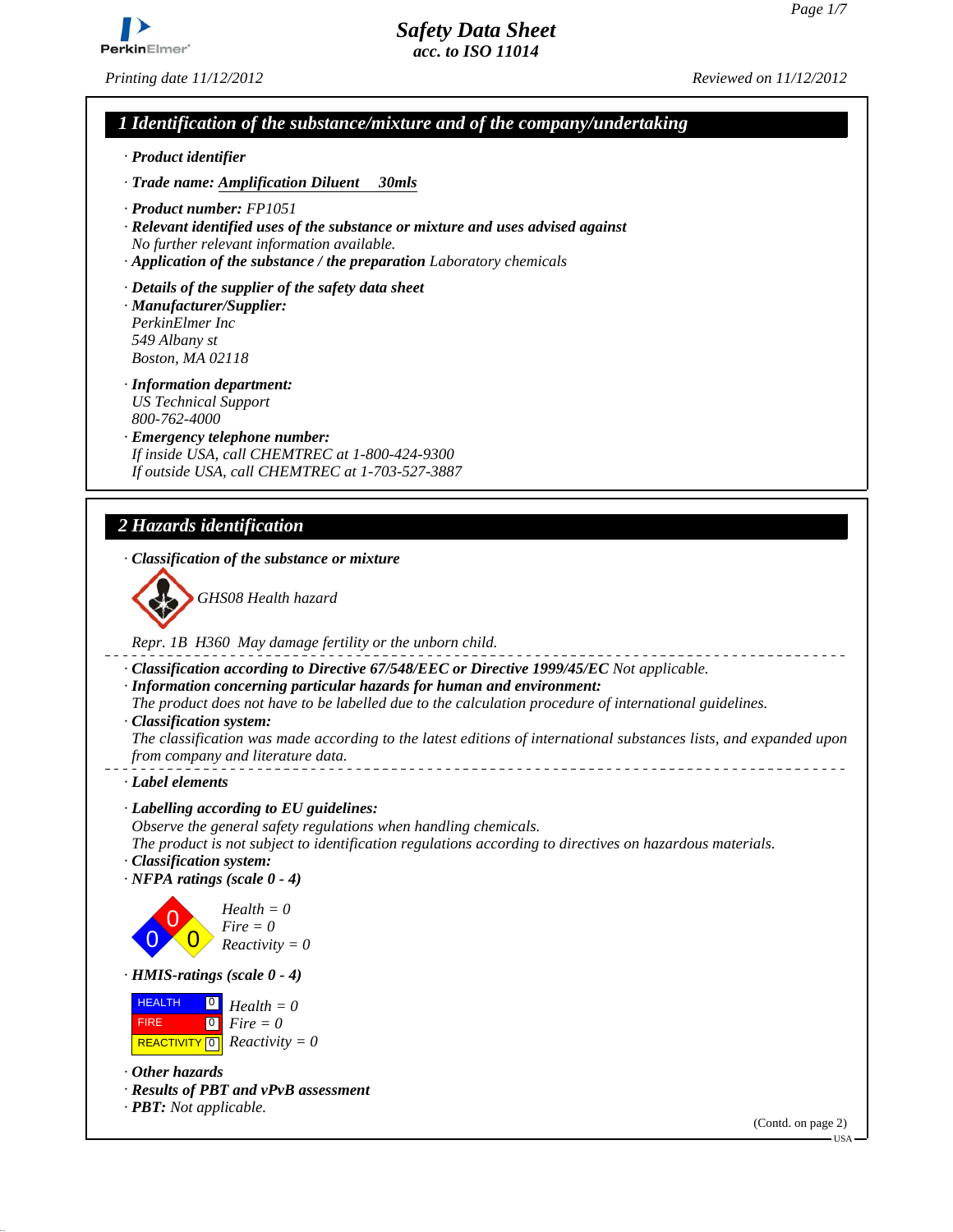# Safety Data Sheet
**acc. to ISO 11014**

Printing date 11/12/2012 | Reviewed on 11/12/2012

## 1 Identification of the substance/mixture and of the company/undertaking

· **Product identifier**

· **Trade name:** Amplification Diluent 30mls

· **Product number:** FP1051

· **Relevant identified uses of the substance or mixture and uses advised against**
No further relevant information available.

· **Application of the substance / the preparation** Laboratory chemicals

· **Details of the supplier of the safety data sheet**

· **Manufacturer/Supplier:**
PerkinElmer Inc
549 Albany st
Boston, MA 02118

· **Information department:**
US Technical Support
800-762-4000

· **Emergency telephone number:**
If inside USA, call CHEMTREC at 1-800-424-9300
If outside USA, call CHEMTREC at 1-703-527-3887

## 2 Hazards identification

· **Classification of the substance or mixture**

GHS08 Health hazard

Repr. 1B H360 May damage fertility or the unborn child.

· **Classification according to Directive 67/548/EEC or Directive 1999/45/EC** Not applicable.

· **Information concerning particular hazards for human and environment:**
The product does not have to be labelled due to the calculation procedure of international guidelines.

· **Classification system:**
The classification was made according to the latest editions of international substances lists, and expanded upon from company and literature data.

· **Label elements**

· **Labelling according to EU guidelines:**
Observe the general safety regulations when handling chemicals.
The product is not subject to identification regulations according to directives on hazardous materials.

· **Classification system:**

· **NFPA ratings (scale 0 - 4)**

Health = 0
Fire = 0
Reactivity = 0

· **HMIS-ratings (scale 0 - 4)**

| | | |
|---|---|---|
| HEALTH | 0 | Health = 0 |
| FIRE | 0 | Fire = 0 |
| REACTIVITY | 0 | Reactivity = 0 |

· **Other hazards**

· **Results of PBT and vPvB assessment**

· **PBT:** Not applicable.

(Contd. on page 2)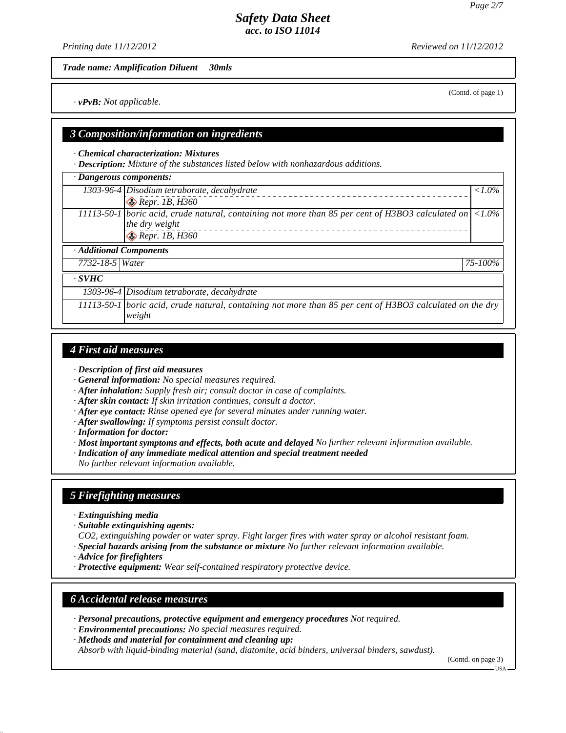*Trade name: Amplification Diluent 30mls*

(Contd. of page 1)

· **vPvB:** *Not applicable.*

## 3 Composition/information on ingredients

· **Chemical characterization: Mixtures**
· **Description:** *Mixture of the substances listed below with nonhazardous additions.*

| · **Dangerous components:** | | |
|---|---|---|
| 1303-96-4 | Disodium tetraborate, decahydrate<br>Repr. 1B, H360 | <1.0% |
| 11113-50-1 | boric acid, crude natural, containing not more than 85 per cent of $H_3BO_3$ calculated on the dry weight<br>Repr. 1B, H360 | <1.0% |

| · **Additional Components** | | |
|---|---|---|
| 7732-18-5 | Water | 75-100% |

| · **SVHC** | |
|---|---|
| 1303-96-4 | Disodium tetraborate, decahydrate |
| 11113-50-1 | boric acid, crude natural, containing not more than 85 per cent of $H_3BO_3$ calculated on the dry weight |

## 4 First aid measures

· **Description of first aid measures**
· **General information:** *No special measures required.*
· **After inhalation:** *Supply fresh air; consult doctor in case of complaints.*
· **After skin contact:** *If skin irritation continues, consult a doctor.*
· **After eye contact:** *Rinse opened eye for several minutes under running water.*
· **After swallowing:** *If symptoms persist consult doctor.*
· **Information for doctor:**
· **Most important symptoms and effects, both acute and delayed** *No further relevant information available.*
· **Indication of any immediate medical attention and special treatment needed**
*No further relevant information available.*

## 5 Firefighting measures

· **Extinguishing media**
· **Suitable extinguishing agents:**
*$CO_2$, extinguishing powder or water spray. Fight larger fires with water spray or alcohol resistant foam.*
· **Special hazards arising from the substance or mixture** *No further relevant information available.*
· **Advice for firefighters**
· **Protective equipment:** *Wear self-contained respiratory protective device.*

## 6 Accidental release measures

· **Personal precautions, protective equipment and emergency procedures** *Not required.*
· **Environmental precautions:** *No special measures required.*
· **Methods and material for containment and cleaning up:**
*Absorb with liquid-binding material (sand, diatomite, acid binders, universal binders, sawdust).*

(Contd. on page 3)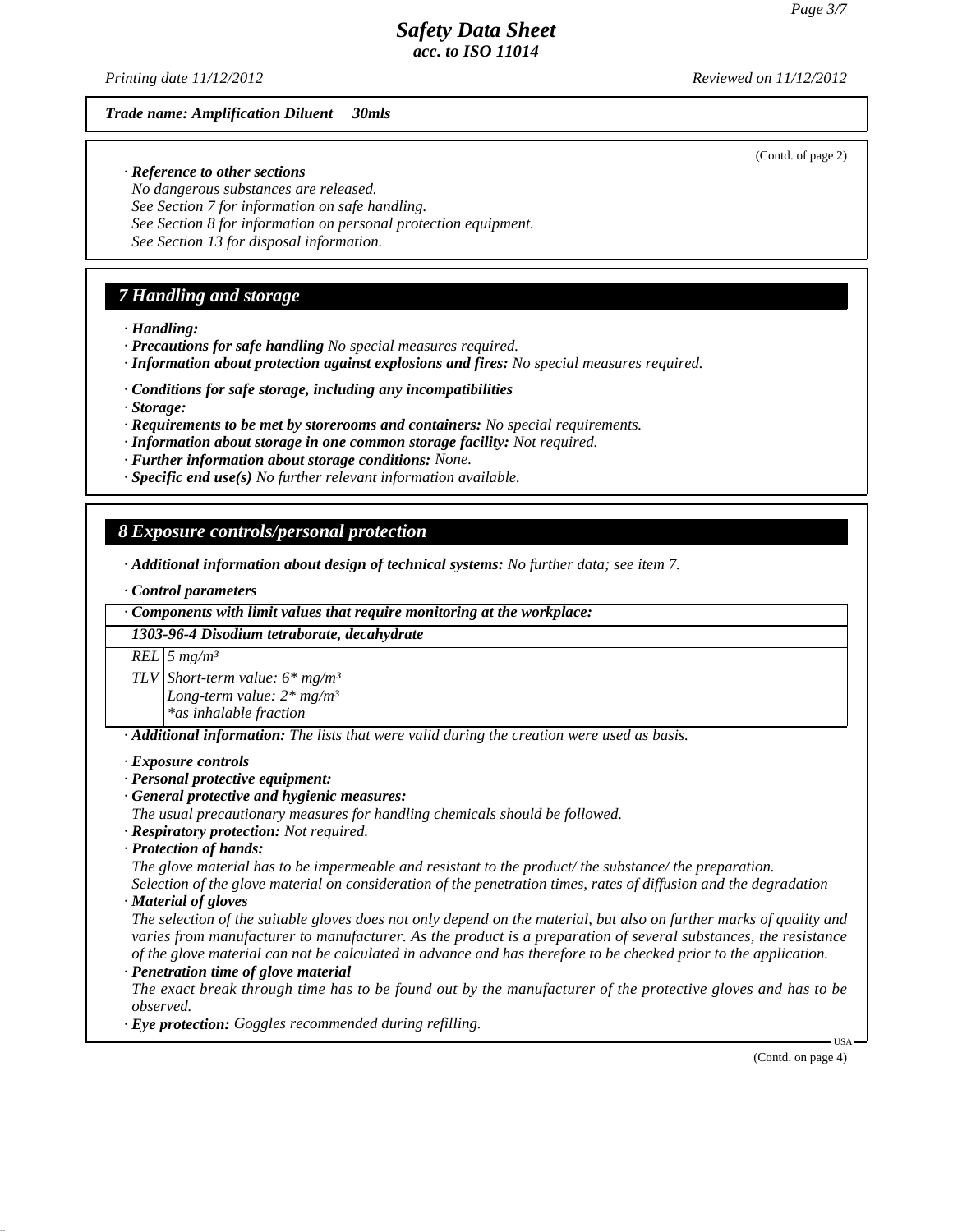*Trade name: Amplification Diluent 30mls*

(Contd. of page 2)

· ***Reference to other sections***
*No dangerous substances are released.*
*See Section 7 for information on safe handling.*
*See Section 8 for information on personal protection equipment.*
*See Section 13 for disposal information.*

## 7 Handling and storage

· ***Handling:***
· ***Precautions for safe handling*** *No special measures required.*
· ***Information about protection against explosions and fires:*** *No special measures required.*

· ***Conditions for safe storage, including any incompatibilities***
· ***Storage:***
· ***Requirements to be met by storerooms and containers:*** *No special requirements.*
· ***Information about storage in one common storage facility:*** *Not required.*
· ***Further information about storage conditions:*** *None.*
· ***Specific end use(s)*** *No further relevant information available.*

## 8 Exposure controls/personal protection

· ***Additional information about design of technical systems:*** *No further data; see item 7.*

· ***Control parameters***

| · ***Components with limit values that require monitoring at the workplace:*** | |
|---|---|
| ***1303-96-4 Disodium tetraborate, decahydrate*** | |
| *REL* | *5 mg/m³* |
| *TLV* | *Short-term value: 6\* mg/m³*<br>*Long-term value: 2\* mg/m³*<br>*\*as inhalable fraction* |

· ***Additional information:*** *The lists that were valid during the creation were used as basis.*

· ***Exposure controls***
· ***Personal protective equipment:***
· ***General protective and hygienic measures:***
*The usual precautionary measures for handling chemicals should be followed.*
· ***Respiratory protection:*** *Not required.*
· ***Protection of hands:***
*The glove material has to be impermeable and resistant to the product/ the substance/ the preparation.*
*Selection of the glove material on consideration of the penetration times, rates of diffusion and the degradation*
· ***Material of gloves***
*The selection of the suitable gloves does not only depend on the material, but also on further marks of quality and varies from manufacturer to manufacturer. As the product is a preparation of several substances, the resistance of the glove material can not be calculated in advance and has therefore to be checked prior to the application.*
· ***Penetration time of glove material***
*The exact break through time has to be found out by the manufacturer of the protective gloves and has to be observed.*
· ***Eye protection:*** *Goggles recommended during refilling.*

(Contd. on page 4)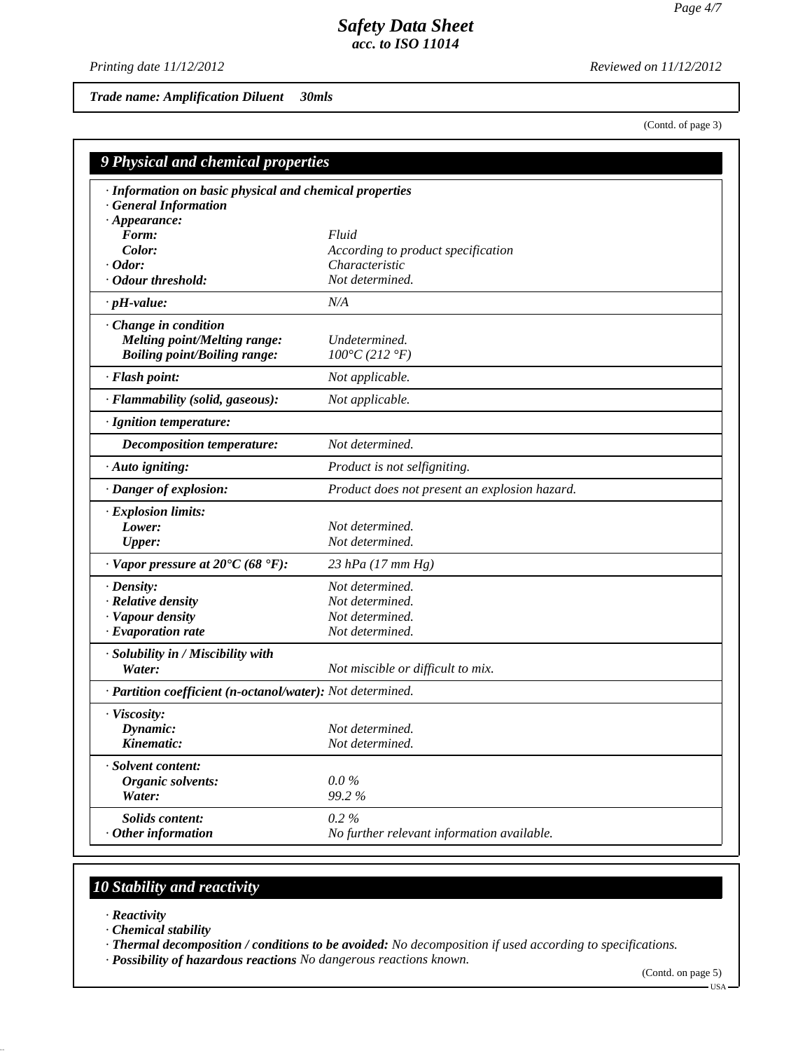*Trade name: Amplification Diluent 30mls*

(Contd. of page 3)

## 9 Physical and chemical properties

| Property | Value |
|---|---|
| **· Information on basic physical and chemical properties** | |
| **· General Information** | |
| **· Appearance:** | |
| **Form:** | *Fluid* |
| **Color:** | *According to product specification* |
| **· Odor:** | *Characteristic* |
| **· Odour threshold:** | *Not determined.* |
| **· pH-value:** | *N/A* |
| **· Change in condition** | |
| **Melting point/Melting range:** | *Undetermined.* |
| **Boiling point/Boiling range:** | *100°C (212 °F)* |
| **· Flash point:** | *Not applicable.* |
| **· Flammability (solid, gaseous):** | *Not applicable.* |
| **· Ignition temperature:** | |
| **Decomposition temperature:** | *Not determined.* |
| **· Auto igniting:** | *Product is not selfigniting.* |
| **· Danger of explosion:** | *Product does not present an explosion hazard.* |
| **· Explosion limits:** | |
| **Lower:** | *Not determined.* |
| **Upper:** | *Not determined.* |
| **· Vapor pressure at 20°C (68 °F):** | *23 hPa (17 mm Hg)* |
| **· Density:** | *Not determined.* |
| **· Relative density** | *Not determined.* |
| **· Vapour density** | *Not determined.* |
| **· Evaporation rate** | *Not determined.* |
| **· Solubility in / Miscibility with** | |
| **Water:** | *Not miscible or difficult to mix.* |
| **· Partition coefficient (n-octanol/water):** | *Not determined.* |
| **· Viscosity:** | |
| **Dynamic:** | *Not determined.* |
| **Kinematic:** | *Not determined.* |
| **· Solvent content:** | |
| **Organic solvents:** | *0.0 %* |
| **Water:** | *99.2 %* |
| **Solids content:** | *0.2 %* |
| **· Other information** | *No further relevant information available.* |

## 10 Stability and reactivity

- ***Reactivity***
- ***Chemical stability***
- ***Thermal decomposition / conditions to be avoided:*** *No decomposition if used according to specifications.*
- ***Possibility of hazardous reactions*** *No dangerous reactions known.*

(Contd. on page 5)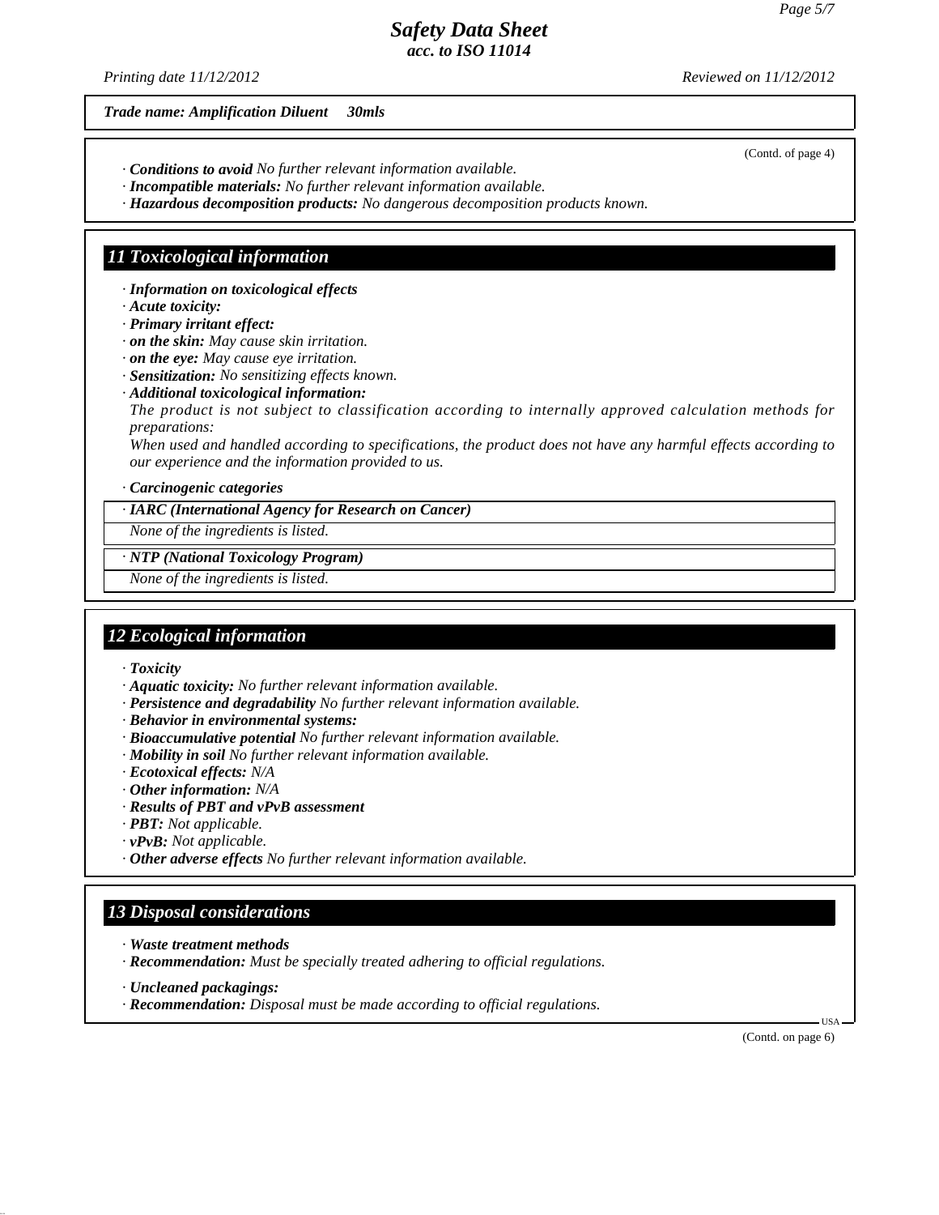*Trade name: Amplification Diluent 30mls*

(Contd. of page 4)

· ***Conditions to avoid*** *No further relevant information available.*
· ***Incompatible materials:*** *No further relevant information available.*
· ***Hazardous decomposition products:*** *No dangerous decomposition products known.*

## 11 Toxicological information

· ***Information on toxicological effects***
· ***Acute toxicity:***
· ***Primary irritant effect:***
· ***on the skin:*** *May cause skin irritation.*
· ***on the eye:*** *May cause eye irritation.*
· ***Sensitization:*** *No sensitizing effects known.*
· ***Additional toxicological information:***
*The product is not subject to classification according to internally approved calculation methods for preparations:*
*When used and handled according to specifications, the product does not have any harmful effects according to our experience and the information provided to us.*

· ***Carcinogenic categories***

| · ***IARC (International Agency for Research on Cancer)*** |
|---|
| *None of the ingredients is listed.* |

| · ***NTP (National Toxicology Program)*** |
|---|
| *None of the ingredients is listed.* |

## 12 Ecological information

· ***Toxicity***
· ***Aquatic toxicity:*** *No further relevant information available.*
· ***Persistence and degradability*** *No further relevant information available.*
· ***Behavior in environmental systems:***
· ***Bioaccumulative potential*** *No further relevant information available.*
· ***Mobility in soil*** *No further relevant information available.*
· ***Ecotoxical effects:*** *N/A*
· ***Other information:*** *N/A*
· ***Results of PBT and vPvB assessment***
· ***PBT:*** *Not applicable.*
· ***vPvB:*** *Not applicable.*
· ***Other adverse effects*** *No further relevant information available.*

## 13 Disposal considerations

· ***Waste treatment methods***
· ***Recommendation:*** *Must be specially treated adhering to official regulations.*

· ***Uncleaned packagings:***
· ***Recommendation:*** *Disposal must be made according to official regulations.*

(Contd. on page 6)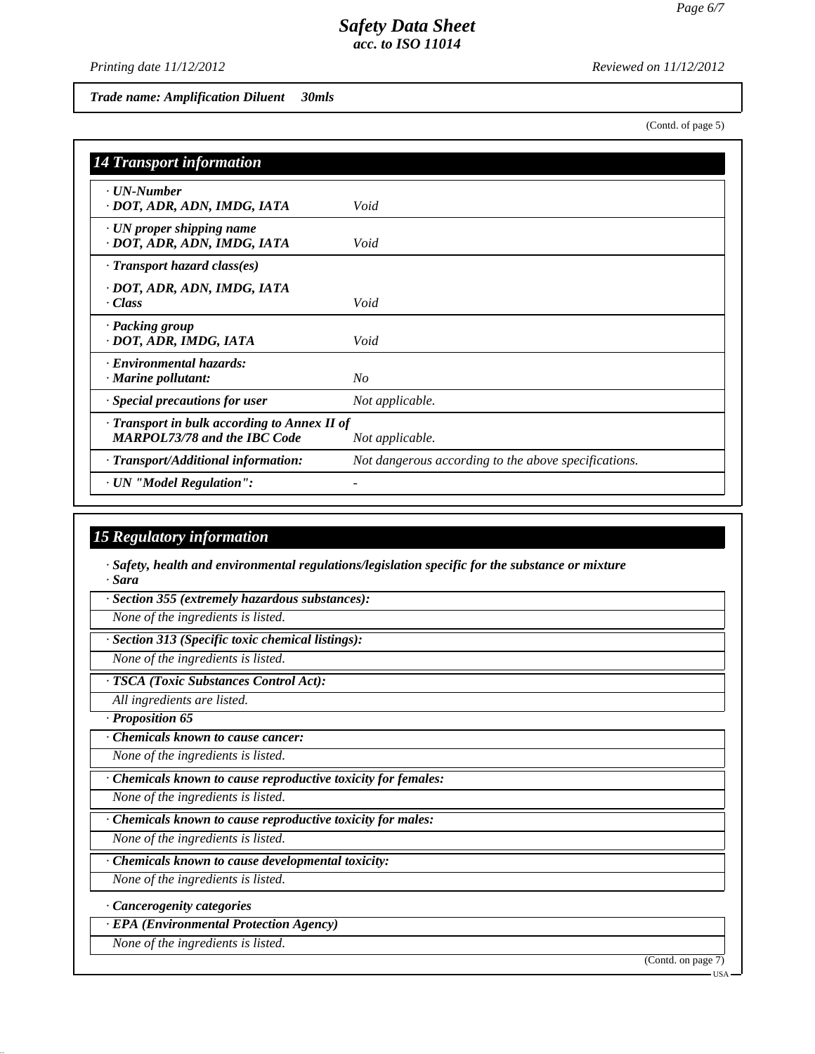*Trade name: Amplification Diluent 30mls*

(Contd. of page 5)

## 14 Transport information

| | |
|---|---|
| · **UN-Number**<br>· **DOT, ADR, ADN, IMDG, IATA** | *Void* |
| · **UN proper shipping name**<br>· **DOT, ADR, ADN, IMDG, IATA** | *Void* |
| · **Transport hazard class(es)**<br><br>· **DOT, ADR, ADN, IMDG, IATA**<br>· **Class** | *Void* |
| · **Packing group**<br>· **DOT, ADR, IMDG, IATA** | *Void* |
| · **Environmental hazards:**<br>· **Marine pollutant:** | *No* |
| · **Special precautions for user** | *Not applicable.* |
| · **Transport in bulk according to Annex II of MARPOL73/78 and the IBC Code** | *Not applicable.* |
| · **Transport/Additional information:** | *Not dangerous according to the above specifications.* |
| · **UN "Model Regulation":** | - |

## 15 Regulatory information

· ***Safety, health and environmental regulations/legislation specific for the substance or mixture***
· ***Sara***

· ***Section 355 (extremely hazardous substances):***
*None of the ingredients is listed.*

· ***Section 313 (Specific toxic chemical listings):***
*None of the ingredients is listed.*

· ***TSCA (Toxic Substances Control Act):***
*All ingredients are listed.*

· ***Proposition 65***

· ***Chemicals known to cause cancer:***
*None of the ingredients is listed.*

· ***Chemicals known to cause reproductive toxicity for females:***
*None of the ingredients is listed.*

· ***Chemicals known to cause reproductive toxicity for males:***
*None of the ingredients is listed.*

· ***Chemicals known to cause developmental toxicity:***
*None of the ingredients is listed.*

· ***Cancerogenity categories***

· ***EPA (Environmental Protection Agency)***
*None of the ingredients is listed.*

(Contd. on page 7)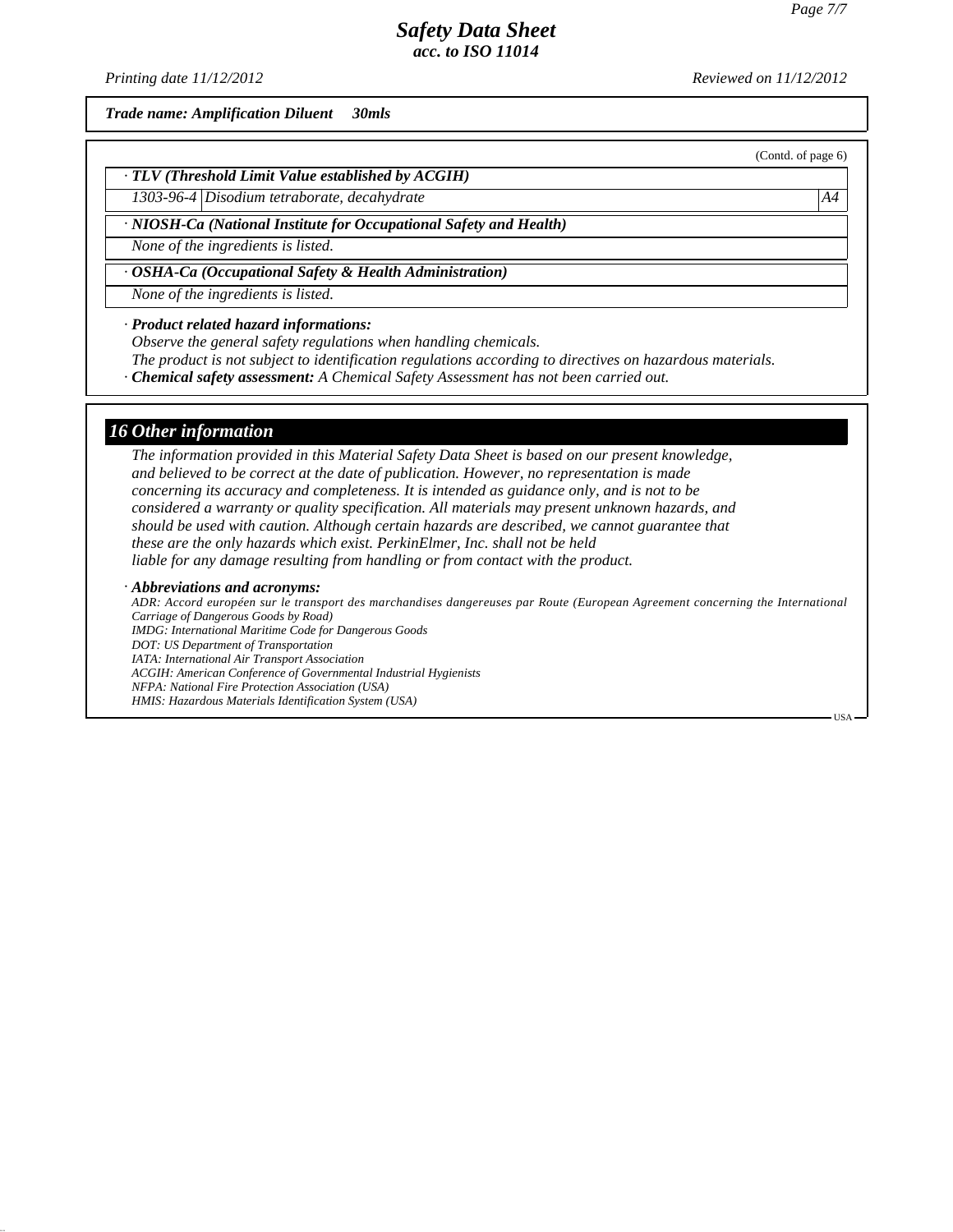*Trade name: Amplification Diluent 30mls*

(Contd. of page 6)

**· TLV (Threshold Limit Value established by ACGIH)**

| | | |
|---|---|---|
| 1303-96-4 | Disodium tetraborate, decahydrate | A4 |

**· NIOSH-Ca (National Institute for Occupational Safety and Health)**

None of the ingredients is listed.

**· OSHA-Ca (Occupational Safety & Health Administration)**

None of the ingredients is listed.

**· Product related hazard informations:**

Observe the general safety regulations when handling chemicals.

The product is not subject to identification regulations according to directives on hazardous materials.

**· Chemical safety assessment:** A Chemical Safety Assessment has not been carried out.

## 16 Other information

The information provided in this Material Safety Data Sheet is based on our present knowledge, and believed to be correct at the date of publication. However, no representation is made concerning its accuracy and completeness. It is intended as guidance only, and is not to be considered a warranty or quality specification. All materials may present unknown hazards, and should be used with caution. Although certain hazards are described, we cannot guarantee that these are the only hazards which exist. PerkinElmer, Inc. shall not be held liable for any damage resulting from handling or from contact with the product.

**· Abbreviations and acronyms:**

ADR: Accord européen sur le transport des marchandises dangereuses par Route (European Agreement concerning the International Carriage of Dangerous Goods by Road)
IMDG: International Maritime Code for Dangerous Goods
DOT: US Department of Transportation
IATA: International Air Transport Association
ACGIH: American Conference of Governmental Industrial Hygienists
NFPA: National Fire Protection Association (USA)
HMIS: Hazardous Materials Identification System (USA)

USA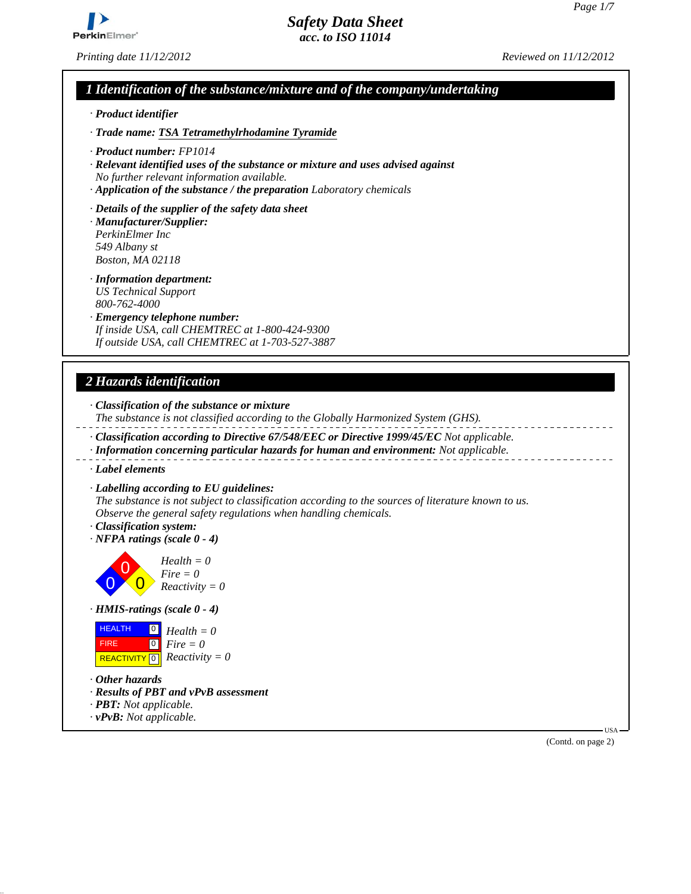# Safety Data Sheet
acc. to ISO 11014

Printing date 11/12/2012 Reviewed on 11/12/2012

## 1 Identification of the substance/mixture and of the company/undertaking

· **Product identifier**

· **Trade name:** TSA Tetramethylrhodamine Tyramide

· **Product number:** FP1014
· **Relevant identified uses of the substance or mixture and uses advised against**
No further relevant information available.
· **Application of the substance / the preparation** Laboratory chemicals

· **Details of the supplier of the safety data sheet**
· **Manufacturer/Supplier:**
PerkinElmer Inc
549 Albany st
Boston, MA 02118

· **Information department:**
US Technical Support
800-762-4000
· **Emergency telephone number:**
If inside USA, call CHEMTREC at 1-800-424-9300
If outside USA, call CHEMTREC at 1-703-527-3887

## 2 Hazards identification

· **Classification of the substance or mixture**
The substance is not classified according to the Globally Harmonized System (GHS).

· **Classification according to Directive 67/548/EEC or Directive 1999/45/EC** Not applicable.
· **Information concerning particular hazards for human and environment:** Not applicable.

· **Label elements**

· **Labelling according to EU guidelines:**
The substance is not subject to classification according to the sources of literature known to us.
Observe the general safety regulations when handling chemicals.
· **Classification system:**
· **NFPA ratings (scale 0 - 4)**

Health = 0
Fire = 0
Reactivity = 0

· **HMIS-ratings (scale 0 - 4)**

| HMIS | |
|---|---|
| HEALTH | 0 |
| FIRE | 0 |
| REACTIVITY | 0 |

Health = 0
Fire = 0
Reactivity = 0

· **Other hazards**
· **Results of PBT and vPvB assessment**
· **PBT:** Not applicable.
· **vPvB:** Not applicable.

(Contd. on page 2)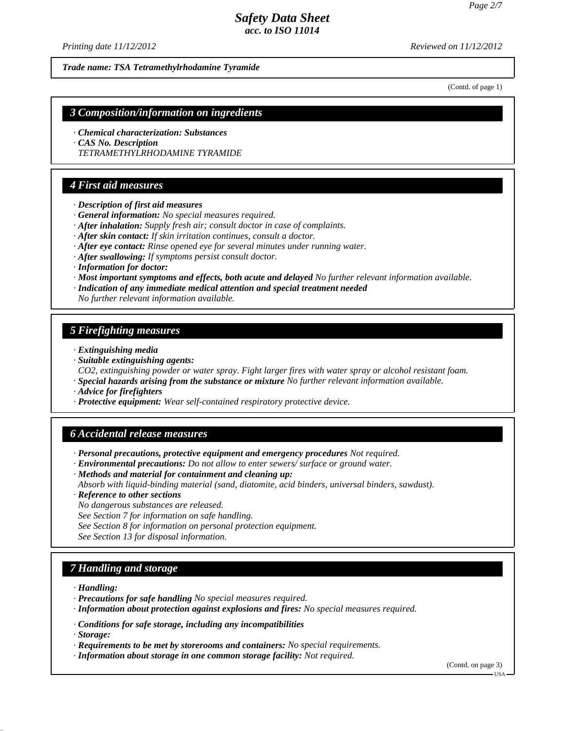*Trade name: TSA Tetramethylrhodamine Tyramide*

(Contd. of page 1)

## 3 Composition/information on ingredients

- · ***Chemical characterization: Substances***
- · ***CAS No. Description***
  *TETRAMETHYLRHODAMINE TYRAMIDE*

## 4 First aid measures

- · ***Description of first aid measures***
- · ***General information:*** *No special measures required.*
- · ***After inhalation:*** *Supply fresh air; consult doctor in case of complaints.*
- · ***After skin contact:*** *If skin irritation continues, consult a doctor.*
- · ***After eye contact:*** *Rinse opened eye for several minutes under running water.*
- · ***After swallowing:*** *If symptoms persist consult doctor.*
- · ***Information for doctor:***
- · ***Most important symptoms and effects, both acute and delayed*** *No further relevant information available.*
- · ***Indication of any immediate medical attention and special treatment needed***
  *No further relevant information available.*

## 5 Firefighting measures

- · ***Extinguishing media***
- · ***Suitable extinguishing agents:***
  *$CO_2$, extinguishing powder or water spray. Fight larger fires with water spray or alcohol resistant foam.*
- · ***Special hazards arising from the substance or mixture*** *No further relevant information available.*
- · ***Advice for firefighters***
- · ***Protective equipment:*** *Wear self-contained respiratory protective device.*

## 6 Accidental release measures

- · ***Personal precautions, protective equipment and emergency procedures*** *Not required.*
- · ***Environmental precautions:*** *Do not allow to enter sewers/ surface or ground water.*
- · ***Methods and material for containment and cleaning up:***
  *Absorb with liquid-binding material (sand, diatomite, acid binders, universal binders, sawdust).*
- · ***Reference to other sections***
  *No dangerous substances are released.*
  *See Section 7 for information on safe handling.*
  *See Section 8 for information on personal protection equipment.*
  *See Section 13 for disposal information.*

## 7 Handling and storage

- · ***Handling:***
- · ***Precautions for safe handling*** *No special measures required.*
- · ***Information about protection against explosions and fires:*** *No special measures required.*

- · ***Conditions for safe storage, including any incompatibilities***
- · ***Storage:***
- · ***Requirements to be met by storerooms and containers:*** *No special requirements.*
- · ***Information about storage in one common storage facility:*** *Not required.*

(Contd. on page 3)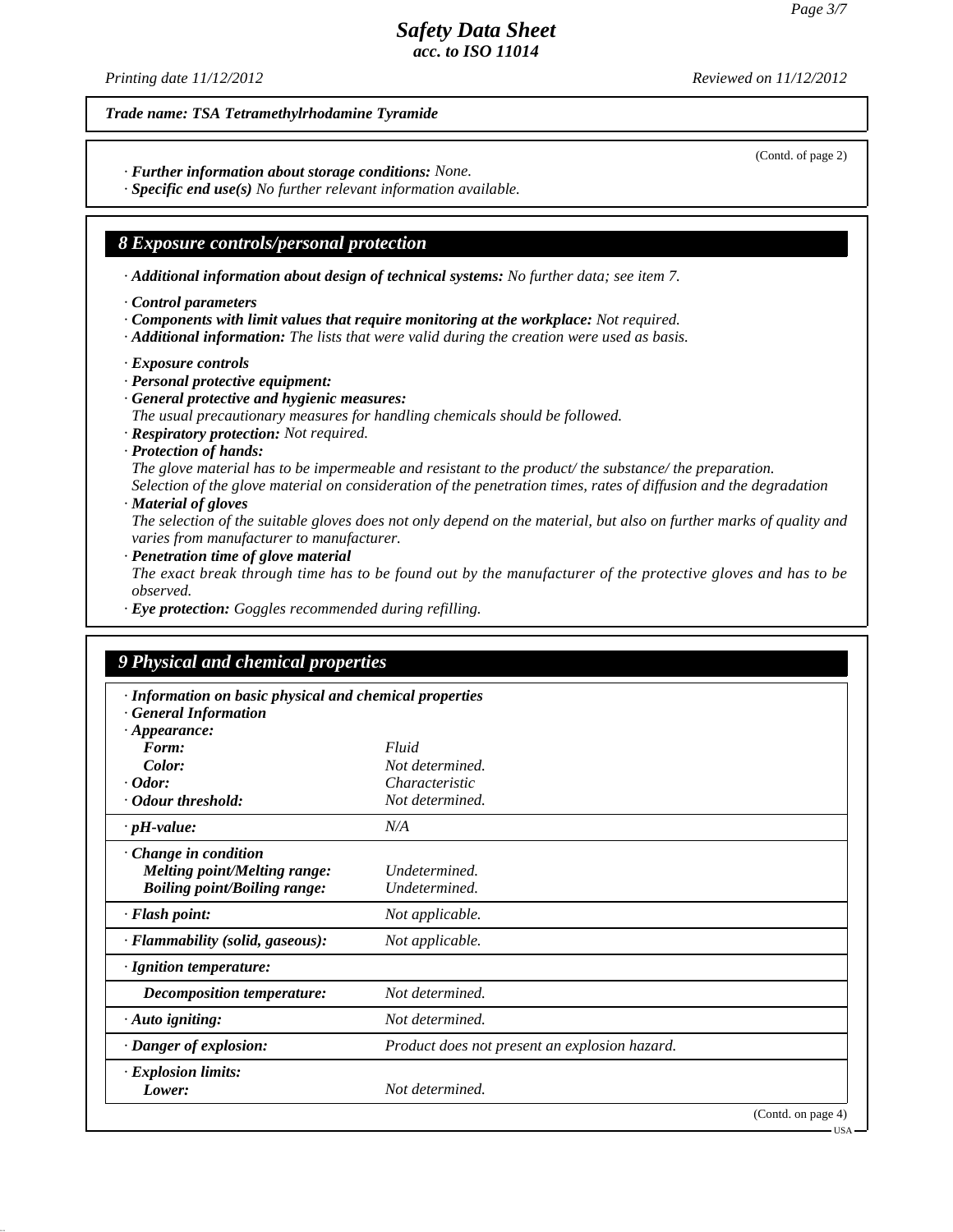Trade name: TSA Tetramethylrhodamine Tyramide

(Contd. of page 2)

· **Further information about storage conditions:** None.
· **Specific end use(s)** No further relevant information available.

## 8 Exposure controls/personal protection

· **Additional information about design of technical systems:** No further data; see item 7.

· **Control parameters**
· **Components with limit values that require monitoring at the workplace:** Not required.
· **Additional information:** The lists that were valid during the creation were used as basis.

· **Exposure controls**
· **Personal protective equipment:**
· **General protective and hygienic measures:**
The usual precautionary measures for handling chemicals should be followed.
· **Respiratory protection:** Not required.
· **Protection of hands:**
The glove material has to be impermeable and resistant to the product/ the substance/ the preparation.
Selection of the glove material on consideration of the penetration times, rates of diffusion and the degradation
· **Material of gloves**
The selection of the suitable gloves does not only depend on the material, but also on further marks of quality and varies from manufacturer to manufacturer.
· **Penetration time of glove material**
The exact break through time has to be found out by the manufacturer of the protective gloves and has to be observed.
· **Eye protection:** Goggles recommended during refilling.

## 9 Physical and chemical properties

| · Information on basic physical and chemical properties | |
|---|---|
| · General Information | |
| · Appearance: | |
| Form: | Fluid |
| Color: | Not determined. |
| · Odor: | Characteristic |
| · Odour threshold: | Not determined. |
| · pH-value: | N/A |
| · Change in condition | |
| Melting point/Melting range: | Undetermined. |
| Boiling point/Boiling range: | Undetermined. |
| · Flash point: | Not applicable. |
| · Flammability (solid, gaseous): | Not applicable. |
| · Ignition temperature: | |
| Decomposition temperature: | Not determined. |
| · Auto igniting: | Not determined. |
| · Danger of explosion: | Product does not present an explosion hazard. |
| · Explosion limits: | |
| Lower: | Not determined. |

(Contd. on page 4)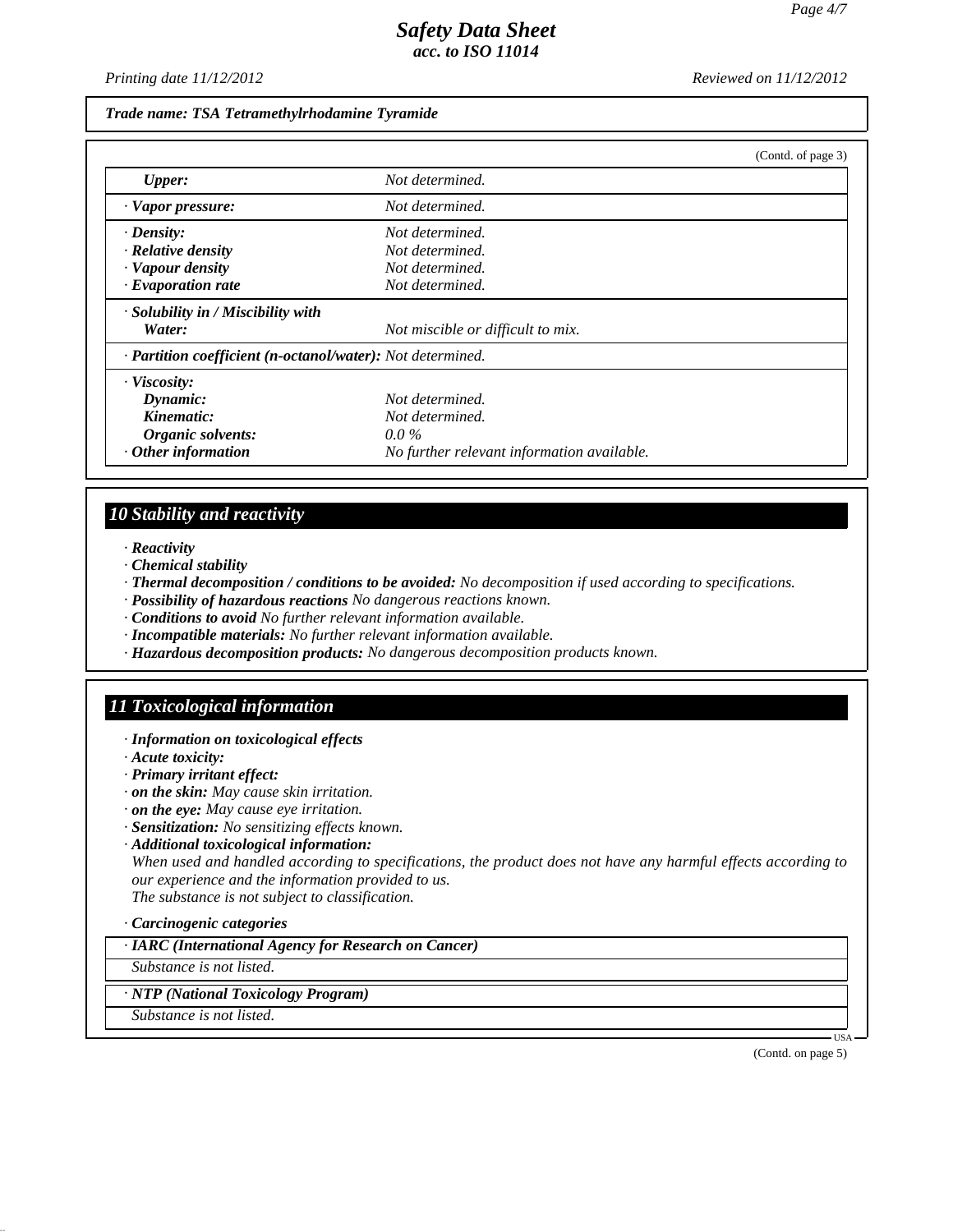**Trade name: TSA Tetramethylrhodamine Tyramide**

(Contd. of page 3)

| | |
|---|---|
| ***Upper:*** | *Not determined.* |
| *· **Vapor pressure:*** | *Not determined.* |
| *· **Density:*** | *Not determined.* |
| *· **Relative density*** | *Not determined.* |
| *· **Vapour density*** | *Not determined.* |
| *· **Evaporation rate*** | *Not determined.* |
| *· **Solubility in / Miscibility with*** | |
| ***Water:*** | *Not miscible or difficult to mix.* |
| *· **Partition coefficient (n-octanol/water):** Not determined.* | |
| *· **Viscosity:*** | |
| ***Dynamic:*** | *Not determined.* |
| ***Kinematic:*** | *Not determined.* |
| ***Organic solvents:*** | *0.0 %* |
| *· **Other information*** | *No further relevant information available.* |

## *10 Stability and reactivity*

- ***Reactivity***
- ***Chemical stability***
- ***Thermal decomposition / conditions to be avoided:*** *No decomposition if used according to specifications.*
- ***Possibility of hazardous reactions*** *No dangerous reactions known.*
- ***Conditions to avoid*** *No further relevant information available.*
- ***Incompatible materials:*** *No further relevant information available.*
- ***Hazardous decomposition products:*** *No dangerous decomposition products known.*

## *11 Toxicological information*

- ***Information on toxicological effects***
- ***Acute toxicity:***
- ***Primary irritant effect:***
- ***on the skin:*** *May cause skin irritation.*
- ***on the eye:*** *May cause eye irritation.*
- ***Sensitization:*** *No sensitizing effects known.*
- ***Additional toxicological information:***

  *When used and handled according to specifications, the product does not have any harmful effects according to our experience and the information provided to us.*

  *The substance is not subject to classification.*

- ***Carcinogenic categories***

| *· **IARC (International Agency for Research on Cancer)*** |
|---|
| *Substance is not listed.* |

| *· **NTP (National Toxicology Program)*** |
|---|
| *Substance is not listed.* |

(Contd. on page 5)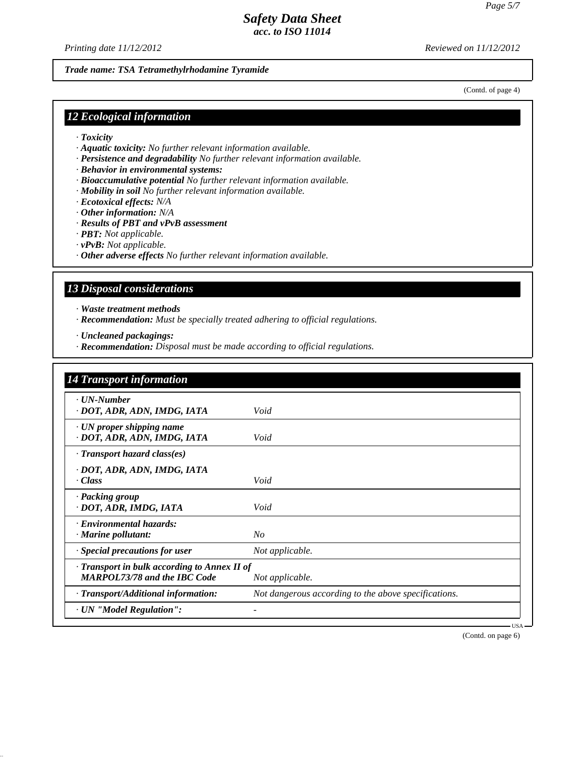Trade name: TSA Tetramethylrhodamine Tyramide

(Contd. of page 4)

## 12 Ecological information

- · *Toxicity*
- · ***Aquatic toxicity:*** *No further relevant information available.*
- · ***Persistence and degradability*** *No further relevant information available.*
- · ***Behavior in environmental systems:***
- · ***Bioaccumulative potential*** *No further relevant information available.*
- · ***Mobility in soil*** *No further relevant information available.*
- · ***Ecotoxical effects:*** *N/A*
- · ***Other information:*** *N/A*
- · ***Results of PBT and vPvB assessment***
- · ***PBT:*** *Not applicable.*
- · ***vPvB:*** *Not applicable.*
- · ***Other adverse effects*** *No further relevant information available.*

## 13 Disposal considerations

- · ***Waste treatment methods***
- · ***Recommendation:*** *Must be specially treated adhering to official regulations.*

- · ***Uncleaned packagings:***
- · ***Recommendation:*** *Disposal must be made according to official regulations.*

## 14 Transport information

| | |
|---|---|
| · **UN-Number**<br>· **DOT, ADR, ADN, IMDG, IATA** | Void |
| · **UN proper shipping name**<br>· **DOT, ADR, ADN, IMDG, IATA** | Void |
| · **Transport hazard class(es)** | |
| · **DOT, ADR, ADN, IMDG, IATA**<br>· **Class** | Void |
| · **Packing group**<br>· **DOT, ADR, IMDG, IATA** | Void |
| · **Environmental hazards:**<br>· **Marine pollutant:** | No |
| · **Special precautions for user** | Not applicable. |
| · **Transport in bulk according to Annex II of MARPOL73/78 and the IBC Code** | Not applicable. |
| · **Transport/Additional information:** | Not dangerous according to the above specifications. |
| · **UN "Model Regulation":** | - |

USA

(Contd. on page 6)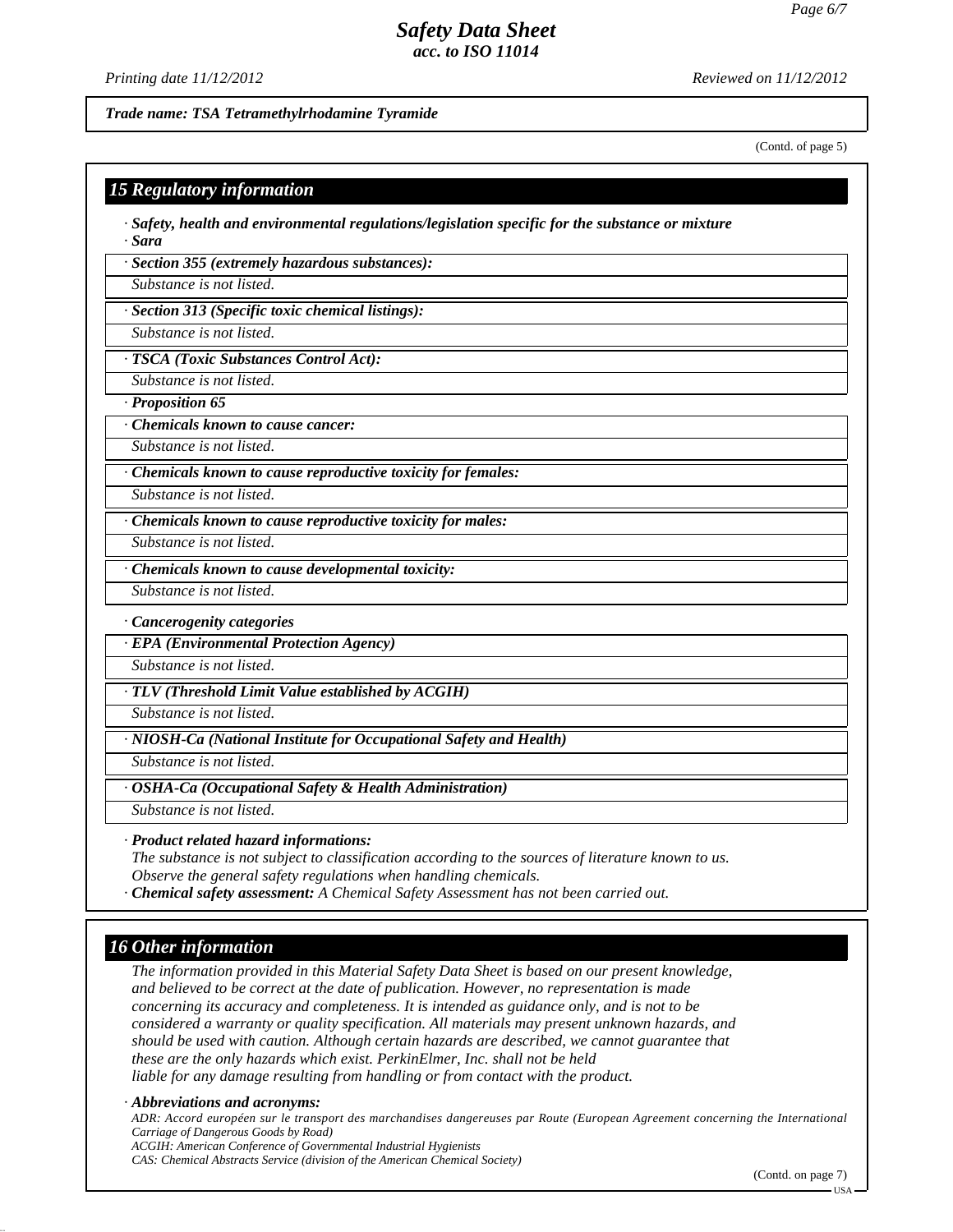*Trade name: TSA Tetramethylrhodamine Tyramide*

(Contd. of page 5)

## 15 Regulatory information

· ***Safety, health and environmental regulations/legislation specific for the substance or mixture***
· ***Sara***

· ***Section 355 (extremely hazardous substances):***
*Substance is not listed.*

· ***Section 313 (Specific toxic chemical listings):***
*Substance is not listed.*

· ***TSCA (Toxic Substances Control Act):***
*Substance is not listed.*

· ***Proposition 65***

· ***Chemicals known to cause cancer:***
*Substance is not listed.*

· ***Chemicals known to cause reproductive toxicity for females:***
*Substance is not listed.*

· ***Chemicals known to cause reproductive toxicity for males:***
*Substance is not listed.*

· ***Chemicals known to cause developmental toxicity:***
*Substance is not listed.*

· ***Cancerogenity categories***

· ***EPA (Environmental Protection Agency)***
*Substance is not listed.*

· ***TLV (Threshold Limit Value established by ACGIH)***
*Substance is not listed.*

· ***NIOSH-Ca (National Institute for Occupational Safety and Health)***
*Substance is not listed.*

· ***OSHA-Ca (Occupational Safety & Health Administration)***
*Substance is not listed.*

· ***Product related hazard informations:***
*The substance is not subject to classification according to the sources of literature known to us.*
*Observe the general safety regulations when handling chemicals.*
· ***Chemical safety assessment:*** *A Chemical Safety Assessment has not been carried out.*

## 16 Other information

*The information provided in this Material Safety Data Sheet is based on our present knowledge, and believed to be correct at the date of publication. However, no representation is made concerning its accuracy and completeness. It is intended as guidance only, and is not to be considered a warranty or quality specification. All materials may present unknown hazards, and should be used with caution. Although certain hazards are described, we cannot guarantee that these are the only hazards which exist. PerkinElmer, Inc. shall not be held liable for any damage resulting from handling or from contact with the product.*

· ***Abbreviations and acronyms:***
*ADR: Accord européen sur le transport des marchandises dangereuses par Route (European Agreement concerning the International Carriage of Dangerous Goods by Road)*
*ACGIH: American Conference of Governmental Industrial Hygienists*
*CAS: Chemical Abstracts Service (division of the American Chemical Society)*

(Contd. on page 7)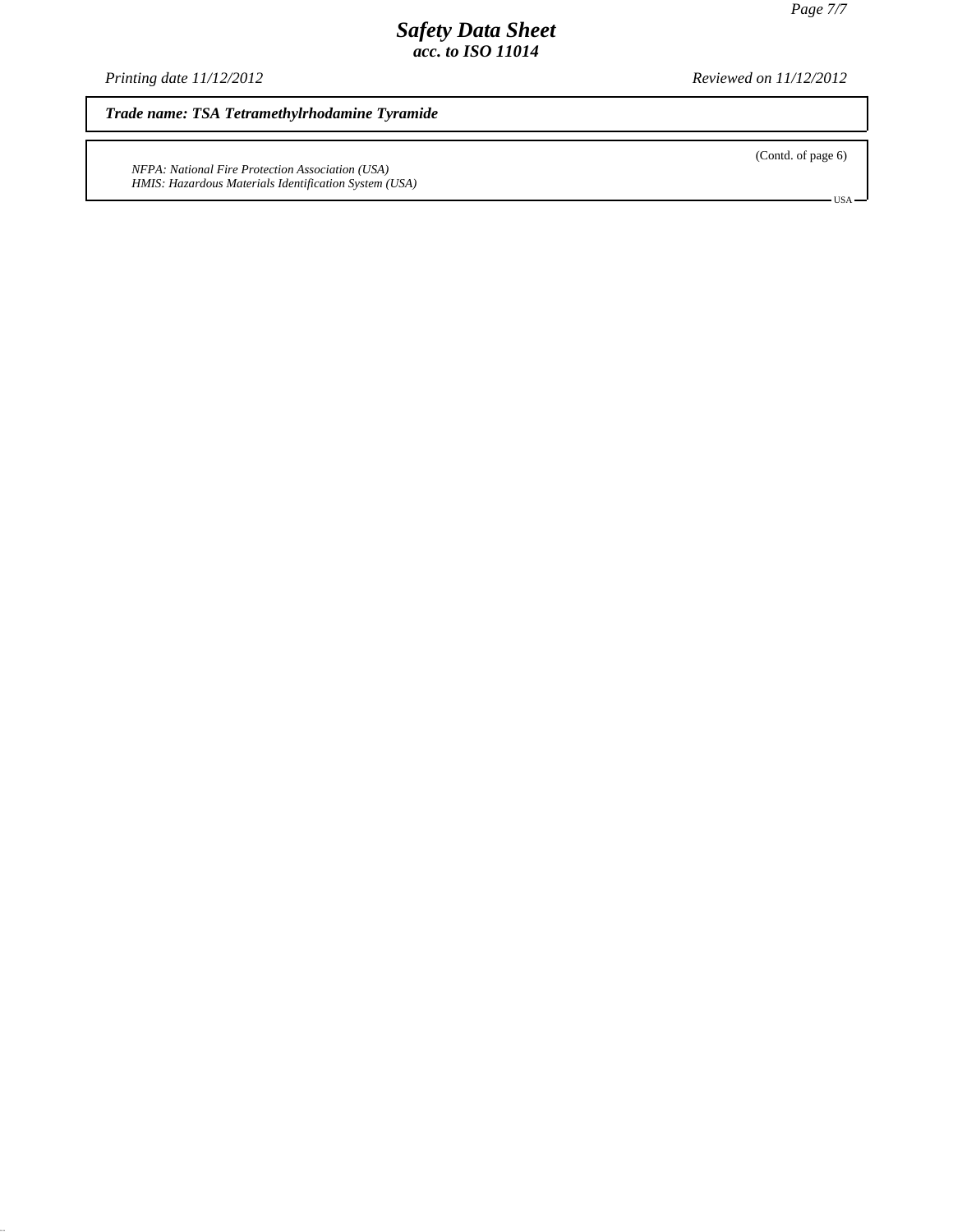*Safety Data Sheet*
*acc. to ISO 11014*

*Printing date 11/12/2012* *Reviewed on 11/12/2012*

***Trade name: TSA Tetramethylrhodamine Tyramide***

(Contd. of page 6)

*NFPA: National Fire Protection Association (USA)*
*HMIS: Hazardous Materials Identification System (USA)*

USA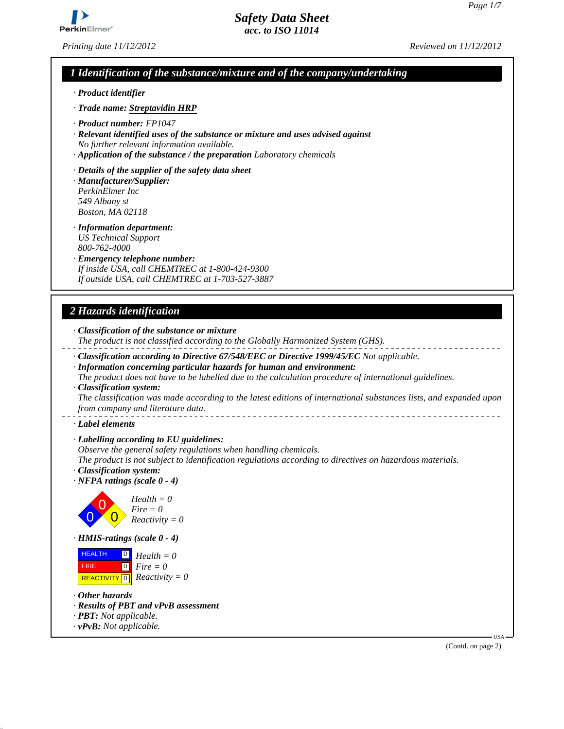# Safety Data Sheet
**acc. to ISO 11014**

*Printing date 11/12/2012* *Reviewed on 11/12/2012*

## 1 Identification of the substance/mixture and of the company/undertaking

· **Product identifier**

· **Trade name: Streptavidin HRP**

· **Product number:** FP1047
· **Relevant identified uses of the substance or mixture and uses advised against**
No further relevant information available.
· **Application of the substance / the preparation** Laboratory chemicals

· **Details of the supplier of the safety data sheet**
· **Manufacturer/Supplier:**
PerkinElmer Inc
549 Albany st
Boston, MA 02118

· **Information department:**
US Technical Support
800-762-4000
· **Emergency telephone number:**
If inside USA, call CHEMTREC at 1-800-424-9300
If outside USA, call CHEMTREC at 1-703-527-3887

## 2 Hazards identification

· **Classification of the substance or mixture**
The product is not classified according to the Globally Harmonized System (GHS).

· **Classification according to Directive 67/548/EEC or Directive 1999/45/EC** Not applicable.
· **Information concerning particular hazards for human and environment:**
The product does not have to be labelled due to the calculation procedure of international guidelines.
· **Classification system:**
The classification was made according to the latest editions of international substances lists, and expanded upon from company and literature data.

· **Label elements**

· **Labelling according to EU guidelines:**
Observe the general safety regulations when handling chemicals.
The product is not subject to identification regulations according to directives on hazardous materials.
· **Classification system:**
· **NFPA ratings (scale 0 - 4)**

Health = 0
Fire = 0
Reactivity = 0

· **HMIS-ratings (scale 0 - 4)**

| | | |
|---|---|---|
| HEALTH | 0 | Health = 0 |
| FIRE | 0 | Fire = 0 |
| REACTIVITY | 0 | Reactivity = 0 |

· **Other hazards**
· **Results of PBT and vPvB assessment**
· **PBT:** Not applicable.
· **vPvB:** Not applicable.

(Contd. on page 2)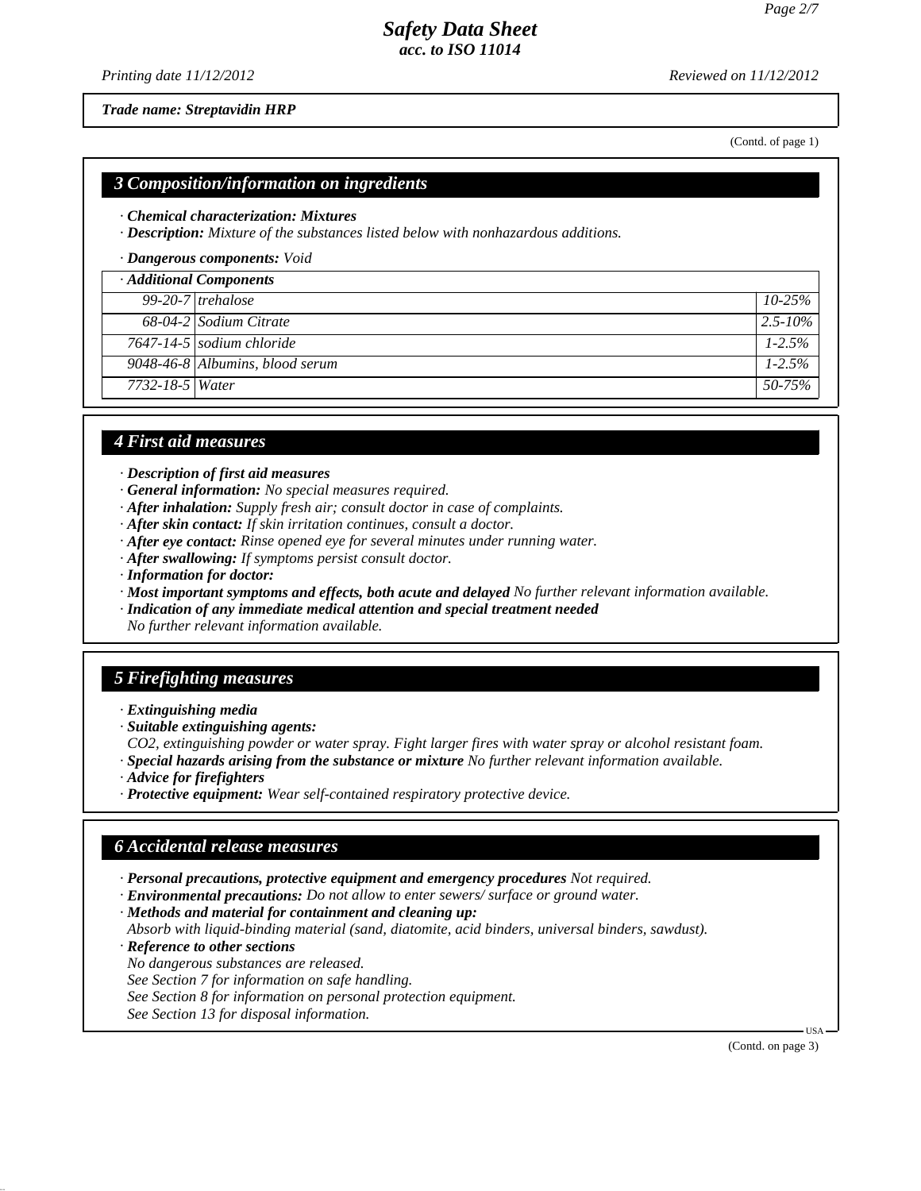*Trade name: Streptavidin HRP*

(Contd. of page 1)

## 3 Composition/information on ingredients

· ***Chemical characterization: Mixtures***
· ***Description:*** *Mixture of the substances listed below with nonhazardous additions.*

· ***Dangerous components:*** *Void*

| · Additional Components | | |
|---|---|---|
| 99-20-7 | trehalose | 10-25% |
| 68-04-2 | Sodium Citrate | 2.5-10% |
| 7647-14-5 | sodium chloride | 1-2.5% |
| 9048-46-8 | Albumins, blood serum | 1-2.5% |
| 7732-18-5 | Water | 50-75% |

## 4 First aid measures

· ***Description of first aid measures***
· ***General information:*** *No special measures required.*
· ***After inhalation:*** *Supply fresh air; consult doctor in case of complaints.*
· ***After skin contact:*** *If skin irritation continues, consult a doctor.*
· ***After eye contact:*** *Rinse opened eye for several minutes under running water.*
· ***After swallowing:*** *If symptoms persist consult doctor.*
· ***Information for doctor:***
· ***Most important symptoms and effects, both acute and delayed*** *No further relevant information available.*
· ***Indication of any immediate medical attention and special treatment needed***
*No further relevant information available.*

## 5 Firefighting measures

· ***Extinguishing media***
· ***Suitable extinguishing agents:***
*CO2, extinguishing powder or water spray. Fight larger fires with water spray or alcohol resistant foam.*
· ***Special hazards arising from the substance or mixture*** *No further relevant information available.*
· ***Advice for firefighters***
· ***Protective equipment:*** *Wear self-contained respiratory protective device.*

## 6 Accidental release measures

· ***Personal precautions, protective equipment and emergency procedures*** *Not required.*
· ***Environmental precautions:*** *Do not allow to enter sewers/ surface or ground water.*
· ***Methods and material for containment and cleaning up:***
*Absorb with liquid-binding material (sand, diatomite, acid binders, universal binders, sawdust).*
· ***Reference to other sections***
*No dangerous substances are released.*
*See Section 7 for information on safe handling.*
*See Section 8 for information on personal protection equipment.*
*See Section 13 for disposal information.*

(Contd. on page 3)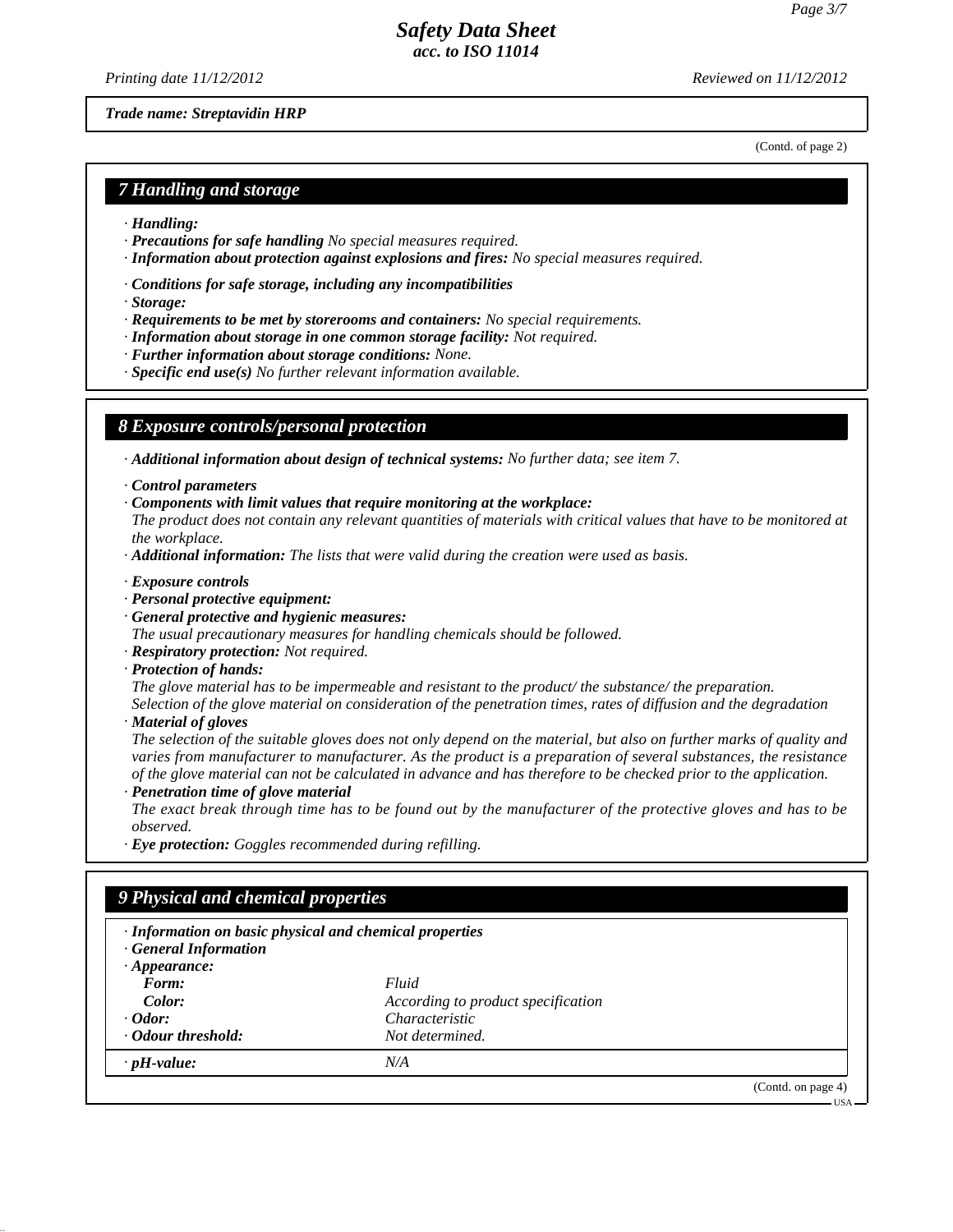(Contd. of page 2)

## 7 Handling and storage

· ***Handling:***
· ***Precautions for safe handling*** *No special measures required.*
· ***Information about protection against explosions and fires:*** *No special measures required.*

· ***Conditions for safe storage, including any incompatibilities***
· ***Storage:***
· ***Requirements to be met by storerooms and containers:*** *No special requirements.*
· ***Information about storage in one common storage facility:*** *Not required.*
· ***Further information about storage conditions:*** *None.*
· ***Specific end use(s)*** *No further relevant information available.*

## 8 Exposure controls/personal protection

· ***Additional information about design of technical systems:*** *No further data; see item 7.*

· ***Control parameters***
· ***Components with limit values that require monitoring at the workplace:***
*The product does not contain any relevant quantities of materials with critical values that have to be monitored at the workplace.*
· ***Additional information:*** *The lists that were valid during the creation were used as basis.*

· ***Exposure controls***
· ***Personal protective equipment:***
· ***General protective and hygienic measures:***
*The usual precautionary measures for handling chemicals should be followed.*
· ***Respiratory protection:*** *Not required.*
· ***Protection of hands:***
*The glove material has to be impermeable and resistant to the product/ the substance/ the preparation.*
*Selection of the glove material on consideration of the penetration times, rates of diffusion and the degradation*
· ***Material of gloves***
*The selection of the suitable gloves does not only depend on the material, but also on further marks of quality and varies from manufacturer to manufacturer. As the product is a preparation of several substances, the resistance of the glove material can not be calculated in advance and has therefore to be checked prior to the application.*
· ***Penetration time of glove material***
*The exact break through time has to be found out by the manufacturer of the protective gloves and has to be observed.*
· ***Eye protection:*** *Goggles recommended during refilling.*

## 9 Physical and chemical properties

· ***Information on basic physical and chemical properties***
· ***General Information***

| | |
|---|---|
| · ***Appearance:*** | |
| ***Form:*** | *Fluid* |
| ***Color:*** | *According to product specification* |
| · ***Odor:*** | *Characteristic* |
| · ***Odour threshold:*** | *Not determined.* |
| · ***pH-value:*** | *N/A* |

(Contd. on page 4)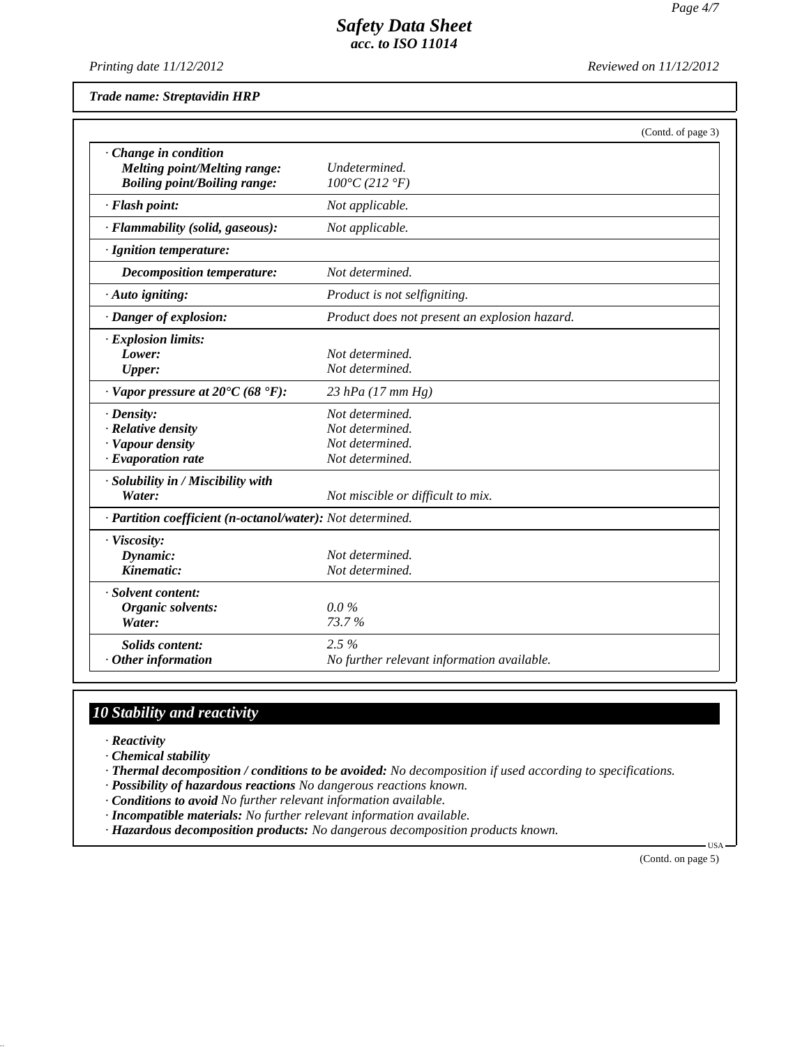*Trade name: Streptavidin HRP*

(Contd. of page 3)

| | |
|---|---|
| · ***Change in condition*** | |
| ***Melting point/Melting range:*** | *Undetermined.* |
| ***Boiling point/Boiling range:*** | *100°C (212 °F)* |
| · ***Flash point:*** | *Not applicable.* |
| · ***Flammability (solid, gaseous):*** | *Not applicable.* |
| · ***Ignition temperature:*** | |
| ***Decomposition temperature:*** | *Not determined.* |
| · ***Auto igniting:*** | *Product is not selfigniting.* |
| · ***Danger of explosion:*** | *Product does not present an explosion hazard.* |
| · ***Explosion limits:*** | |
| ***Lower:*** | *Not determined.* |
| ***Upper:*** | *Not determined.* |
| · ***Vapor pressure at 20°C (68 °F):*** | *23 hPa (17 mm Hg)* |
| · ***Density:*** | *Not determined.* |
| · ***Relative density*** | *Not determined.* |
| · ***Vapour density*** | *Not determined.* |
| · ***Evaporation rate*** | *Not determined.* |
| · ***Solubility in / Miscibility with*** | |
| ***Water:*** | *Not miscible or difficult to mix.* |
| · ***Partition coefficient (n-octanol/water):*** | *Not determined.* |
| · ***Viscosity:*** | |
| ***Dynamic:*** | *Not determined.* |
| ***Kinematic:*** | *Not determined.* |
| · ***Solvent content:*** | |
| ***Organic solvents:*** | *0.0 %* |
| ***Water:*** | *73.7 %* |
| ***Solids content:*** | *2.5 %* |
| · ***Other information*** | *No further relevant information available.* |

## *10 Stability and reactivity*

· ***Reactivity***

· ***Chemical stability***

· ***Thermal decomposition / conditions to be avoided:*** *No decomposition if used according to specifications.*

· ***Possibility of hazardous reactions*** *No dangerous reactions known.*

· ***Conditions to avoid*** *No further relevant information available.*

· ***Incompatible materials:*** *No further relevant information available.*

· ***Hazardous decomposition products:*** *No dangerous decomposition products known.*

(Contd. on page 5)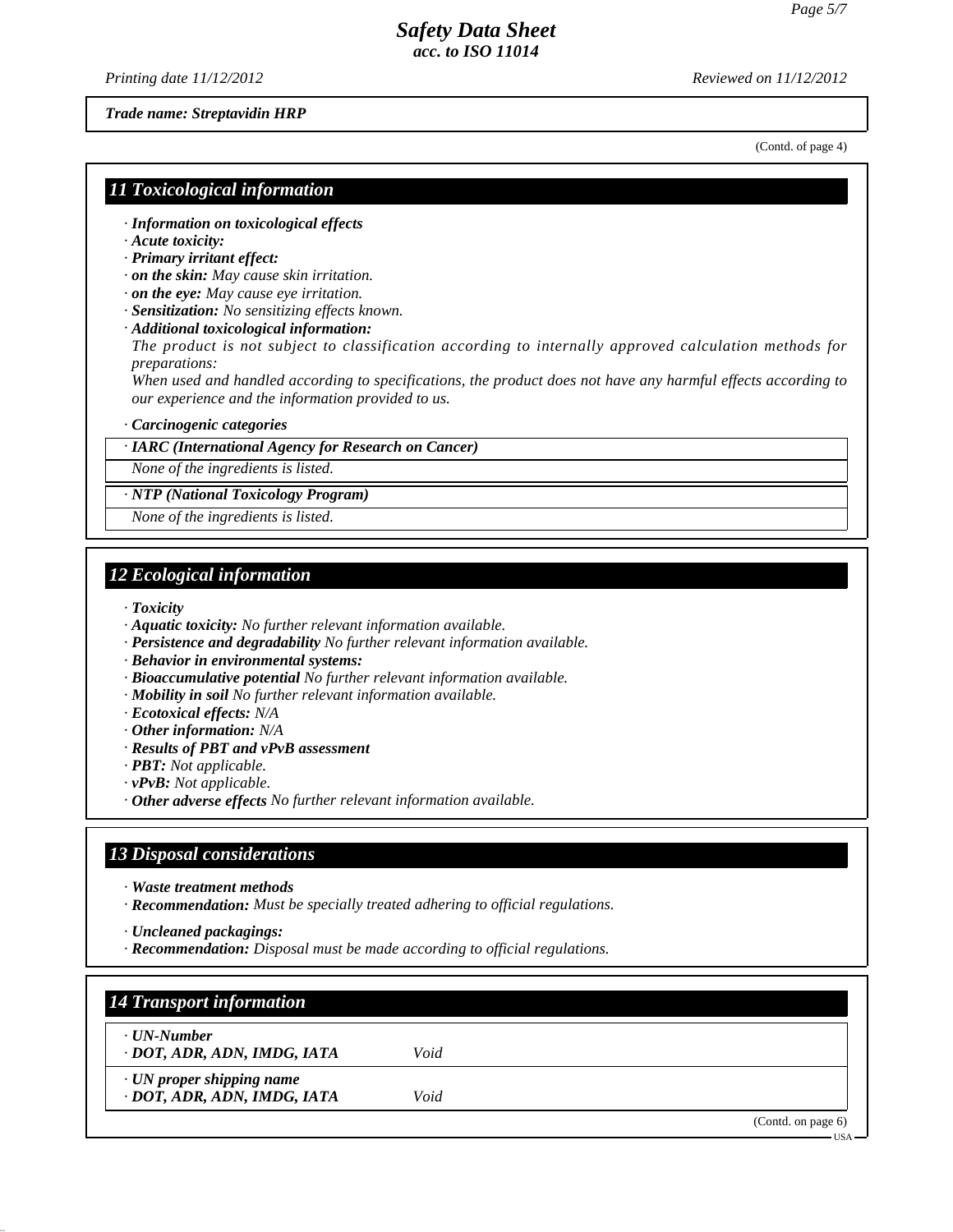(Contd. of page 4)

## 11 Toxicological information

· ***Information on toxicological effects***
· ***Acute toxicity:***
· ***Primary irritant effect:***
· ***on the skin:*** *May cause skin irritation.*
· ***on the eye:*** *May cause eye irritation.*
· ***Sensitization:*** *No sensitizing effects known.*
· ***Additional toxicological information:***
*The product is not subject to classification according to internally approved calculation methods for preparations:*
*When used and handled according to specifications, the product does not have any harmful effects according to our experience and the information provided to us.*

· ***Carcinogenic categories***

| · ***IARC (International Agency for Research on Cancer)*** |
| --- |
| *None of the ingredients is listed.* |

| · ***NTP (National Toxicology Program)*** |
| --- |
| *None of the ingredients is listed.* |

## 12 Ecological information

· ***Toxicity***
· ***Aquatic toxicity:*** *No further relevant information available.*
· ***Persistence and degradability*** *No further relevant information available.*
· ***Behavior in environmental systems:***
· ***Bioaccumulative potential*** *No further relevant information available.*
· ***Mobility in soil*** *No further relevant information available.*
· ***Ecotoxical effects:*** *N/A*
· ***Other information:*** *N/A*
· ***Results of PBT and vPvB assessment***
· ***PBT:*** *Not applicable.*
· ***vPvB:*** *Not applicable.*
· ***Other adverse effects*** *No further relevant information available.*

## 13 Disposal considerations

· ***Waste treatment methods***
· ***Recommendation:*** *Must be specially treated adhering to official regulations.*

· ***Uncleaned packagings:***
· ***Recommendation:*** *Disposal must be made according to official regulations.*

## 14 Transport information

| · ***UN-Number*** | |
| --- | --- |
| · ***DOT, ADR, ADN, IMDG, IATA*** | *Void* |
| · ***UN proper shipping name*** | |
| · ***DOT, ADR, ADN, IMDG, IATA*** | *Void* |

(Contd. on page 6)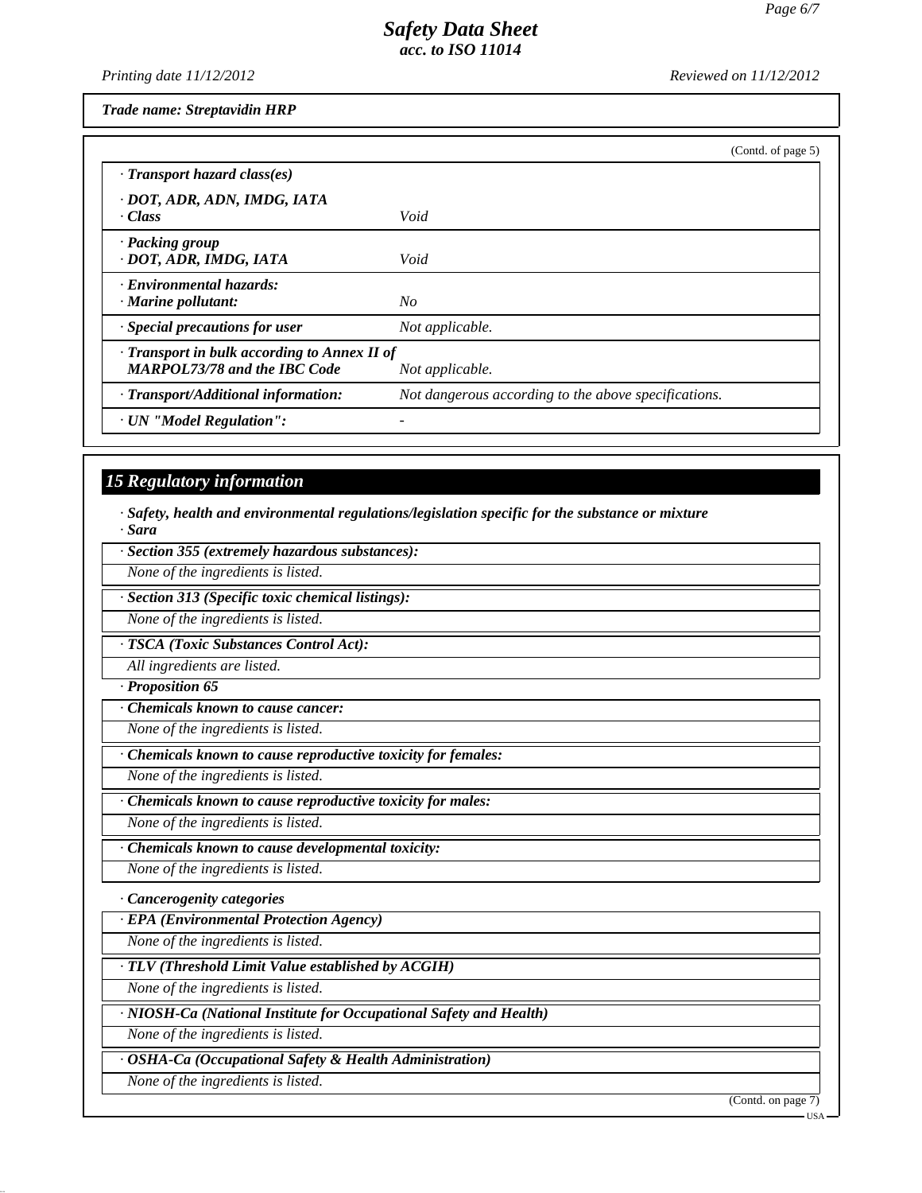*Trade name: Streptavidin HRP*

(Contd. of page 5)

| | |
|---|---|
| · ***Transport hazard class(es)*** | |
| · ***DOT, ADR, ADN, IMDG, IATA*** <br> · ***Class*** | *Void* |
| · ***Packing group*** <br> · ***DOT, ADR, IMDG, IATA*** | *Void* |
| · ***Environmental hazards:*** <br> · ***Marine pollutant:*** | *No* |
| · ***Special precautions for user*** | *Not applicable.* |
| · ***Transport in bulk according to Annex II of MARPOL73/78 and the IBC Code*** | *Not applicable.* |
| · ***Transport/Additional information:*** | *Not dangerous according to the above specifications.* |
| · ***UN "Model Regulation":*** | - |

## *15 Regulatory information*

· ***Safety, health and environmental regulations/legislation specific for the substance or mixture***
· ***Sara***

· ***Section 355 (extremely hazardous substances):***
*None of the ingredients is listed.*

· ***Section 313 (Specific toxic chemical listings):***
*None of the ingredients is listed.*

· ***TSCA (Toxic Substances Control Act):***
*All ingredients are listed.*

· ***Proposition 65***

· ***Chemicals known to cause cancer:***
*None of the ingredients is listed.*

· ***Chemicals known to cause reproductive toxicity for females:***
*None of the ingredients is listed.*

· ***Chemicals known to cause reproductive toxicity for males:***
*None of the ingredients is listed.*

· ***Chemicals known to cause developmental toxicity:***
*None of the ingredients is listed.*

· ***Cancerogenity categories***

· ***EPA (Environmental Protection Agency)***
*None of the ingredients is listed.*

· ***TLV (Threshold Limit Value established by ACGIH)***
*None of the ingredients is listed.*

· ***NIOSH-Ca (National Institute for Occupational Safety and Health)***
*None of the ingredients is listed.*

· ***OSHA-Ca (Occupational Safety & Health Administration)***
*None of the ingredients is listed.*

(Contd. on page 7)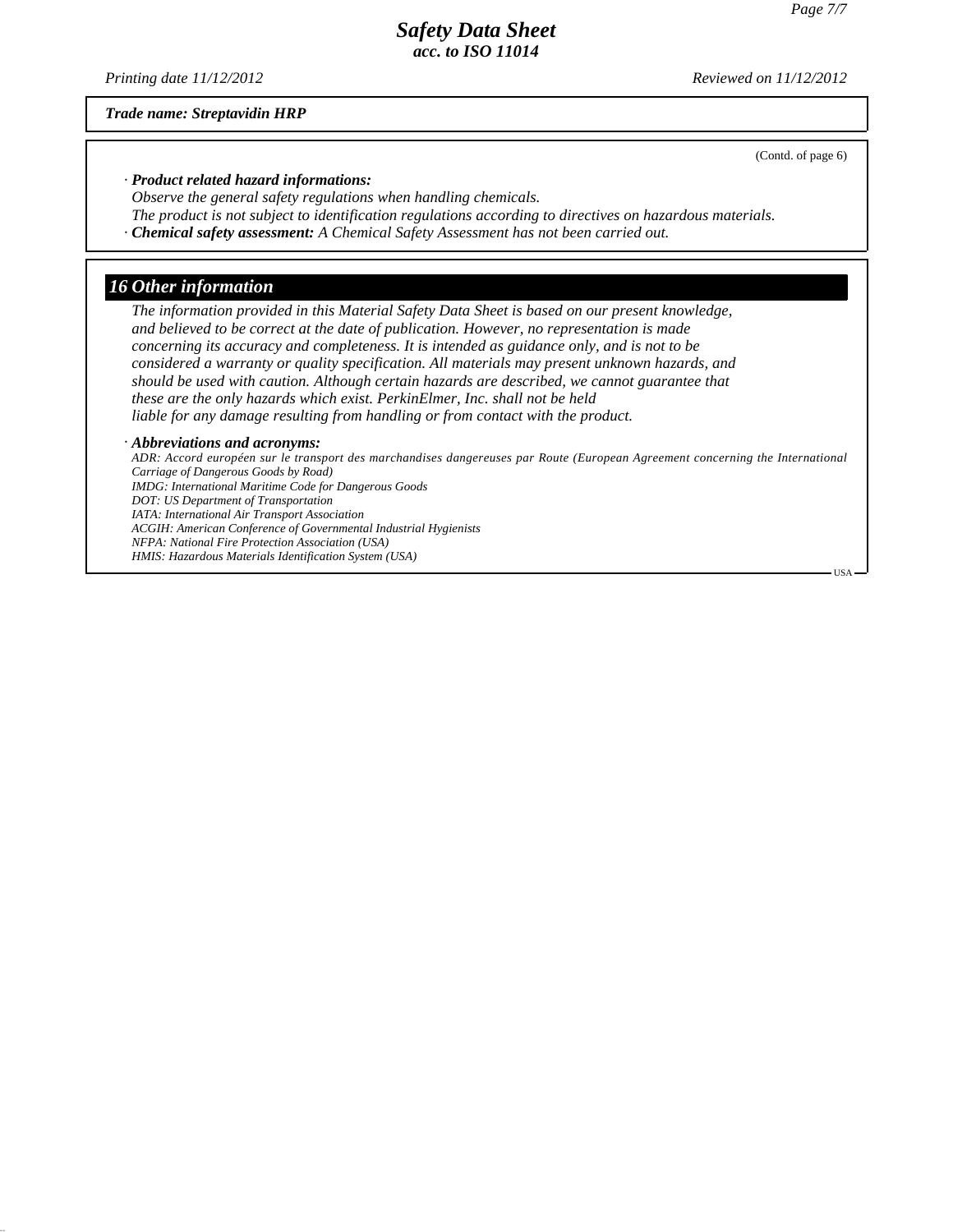(Contd. of page 6)

· ***Product related hazard informations:***
*Observe the general safety regulations when handling chemicals.*
*The product is not subject to identification regulations according to directives on hazardous materials.*
· ***Chemical safety assessment:*** *A Chemical Safety Assessment has not been carried out.*

## *16 Other information*

*The information provided in this Material Safety Data Sheet is based on our present knowledge, and believed to be correct at the date of publication. However, no representation is made concerning its accuracy and completeness. It is intended as guidance only, and is not to be considered a warranty or quality specification. All materials may present unknown hazards, and should be used with caution. Although certain hazards are described, we cannot guarantee that these are the only hazards which exist. PerkinElmer, Inc. shall not be held liable for any damage resulting from handling or from contact with the product.*

· ***Abbreviations and acronyms:***
*ADR: Accord européen sur le transport des marchandises dangereuses par Route (European Agreement concerning the International Carriage of Dangerous Goods by Road)*
*IMDG: International Maritime Code for Dangerous Goods*
*DOT: US Department of Transportation*
*IATA: International Air Transport Association*
*ACGIH: American Conference of Governmental Industrial Hygienists*
*NFPA: National Fire Protection Association (USA)*
*HMIS: Hazardous Materials Identification System (USA)*